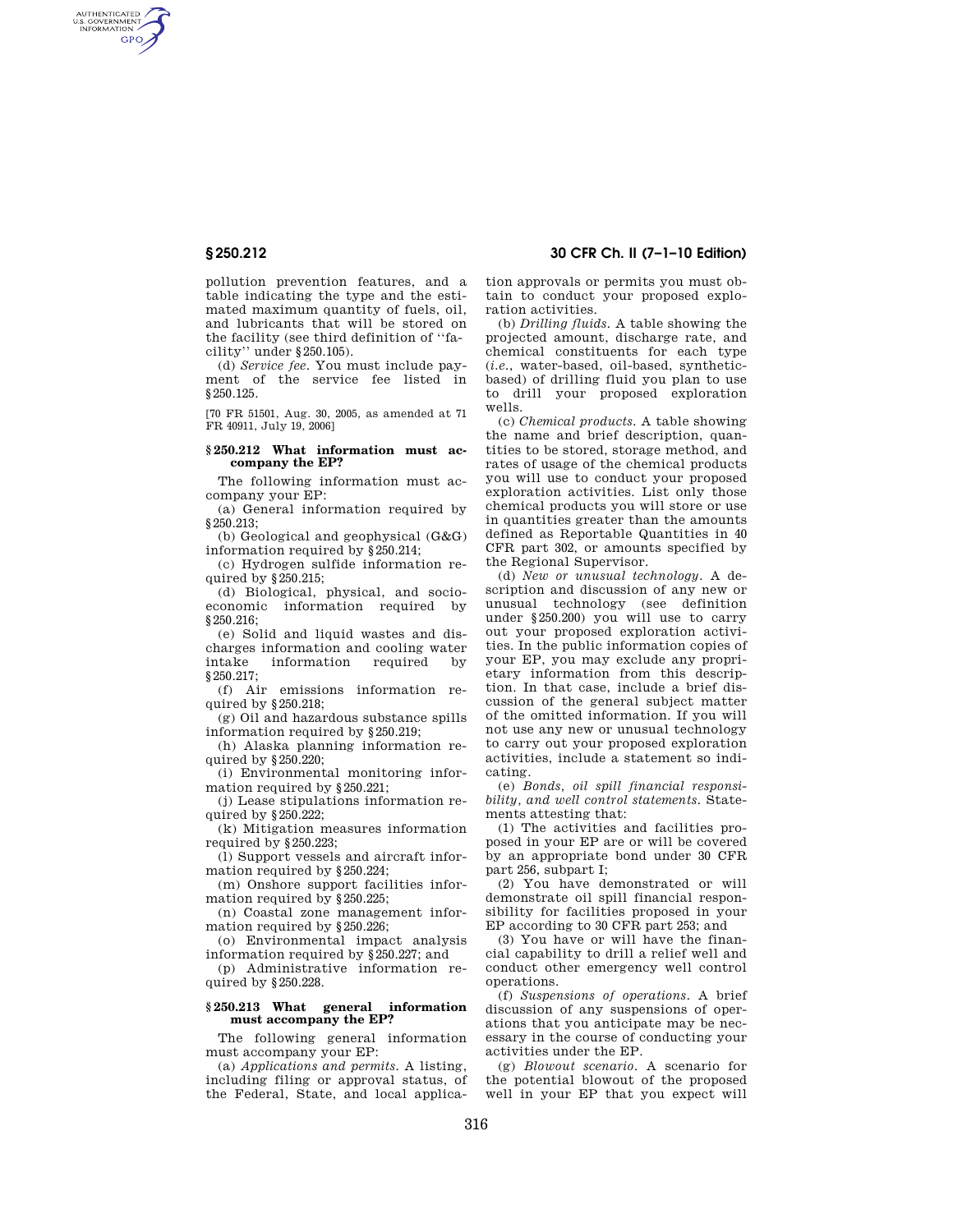pollution prevention features, and a table indicating the type and the estimated maximum quantity of fuels, oil, and lubricants that will be stored on the facility (see third definition of ''facility'' under §250.105).

(d) *Service fee.* You must include payment of the service fee listed in §250.125.

[70 FR 51501, Aug. 30, 2005, as amended at 71 FR 40911, July 19, 2006]

### §250.212 What information must accompany the EP?

The following information must accompany your EP:

(a) General information required by §250.213;

(b) Geological and geophysical (G&G) information required by §250.214;

(c) Hydrogen sulfide information required by §250.215;

(d) Biological, physical, and socioeconomic information required by §250.216;

(e) Solid and liquid wastes and discharges information and cooling water intake information required by §250.217;

(f) Air emissions information required by §250.218;

(g) Oil and hazardous substance spills information required by §250.219;

(h) Alaska planning information required by §250.220;

(i) Environmental monitoring information required by §250.221;

(j) Lease stipulations information required by §250.222;

(k) Mitigation measures information required by §250.223;

(l) Support vessels and aircraft information required by §250.224;

(m) Onshore support facilities information required by §250.225;

(n) Coastal zone management information required by §250.226;

(o) Environmental impact analysis information required by §250.227; and

(p) Administrative information required by §250.228.

### §250.213 What general information must accompany the EP?

The following general information must accompany your EP:

(a) *Applications and permits.* A listing, including filing or approval status, of the Federal, State, and local application approvals or permits you must obtain to conduct your proposed exploration activities.

(b) *Drilling fluids.* A table showing the projected amount, discharge rate, and chemical constituents for each type (*i.e.*, water-based, oil-based, synthetic-based) of drilling fluid you plan to use to drill your proposed exploration wells.

(c) *Chemical products.* A table showing the name and brief description, quantities to be stored, storage method, and rates of usage of the chemical products you will use to conduct your proposed exploration activities. List only those chemical products you will store or use in quantities greater than the amounts defined as Reportable Quantities in 40 CFR part 302, or amounts specified by the Regional Supervisor.

(d) *New or unusual technology.* A description and discussion of any new or unusual technology (see definition under §250.200) you will use to carry out your proposed exploration activities. In the public information copies of your EP, you may exclude any proprietary information from this description. In that case, include a brief discussion of the general subject matter of the omitted information. If you will not use any new or unusual technology to carry out your proposed exploration activities, include a statement so indicating.

(e) *Bonds, oil spill financial responsibility, and well control statements.* Statements attesting that:

(1) The activities and facilities proposed in your EP are or will be covered by an appropriate bond under 30 CFR part 256, subpart I;

(2) You have demonstrated or will demonstrate oil spill financial responsibility for facilities proposed in your EP according to 30 CFR part 253; and

(3) You have or will have the financial capability to drill a relief well and conduct other emergency well control operations.

(f) *Suspensions of operations.* A brief discussion of any suspensions of operations that you anticipate may be necessary in the course of conducting your activities under the EP.

(g) *Blowout scenario.* A scenario for the potential blowout of the proposed well in your EP that you expect will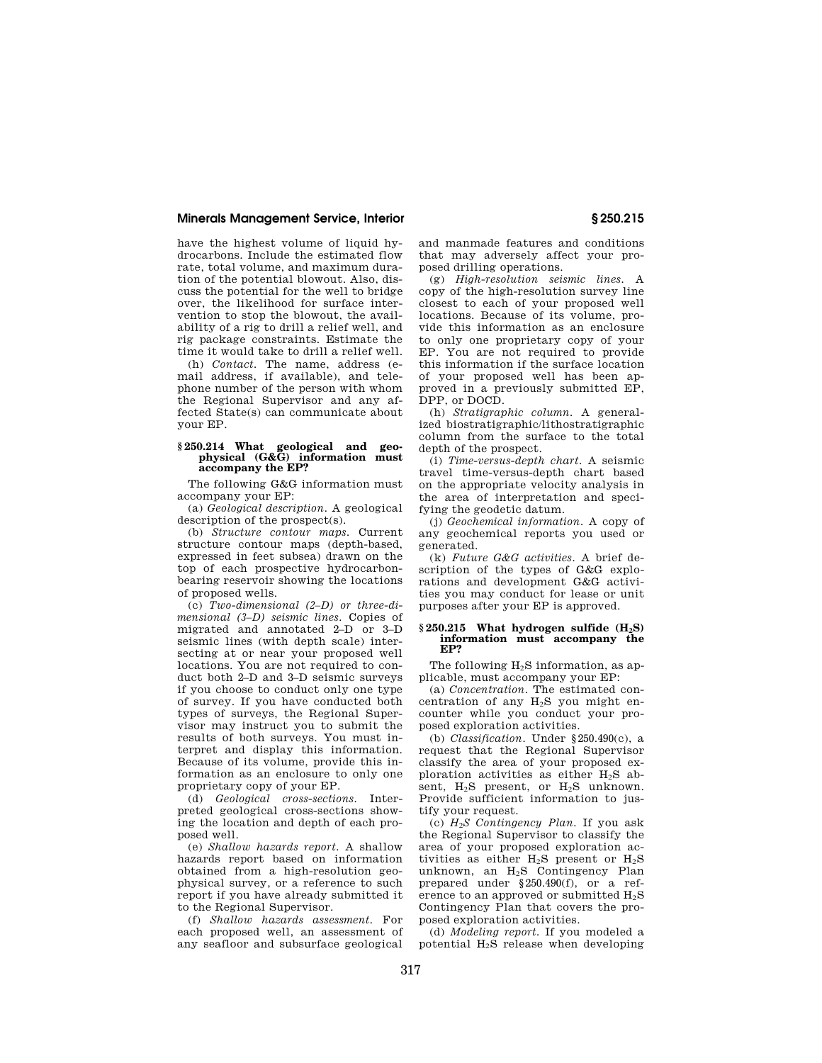have the highest volume of liquid hydrocarbons. Include the estimated flow rate, total volume, and maximum duration of the potential blowout. Also, discuss the potential for the well to bridge over, the likelihood for surface intervention to stop the blowout, the availability of a rig to drill a relief well, and rig package constraints. Estimate the time it would take to drill a relief well.

(h) *Contact.* The name, address (e-mail address, if available), and telephone number of the person with whom the Regional Supervisor and any affected State(s) can communicate about your EP.

### § 250.214 What geological and geophysical (G&G) information must accompany the EP?

The following G&G information must accompany your EP:

(a) *Geological description.* A geological description of the prospect(s).

(b) *Structure contour maps.* Current structure contour maps (depth-based, expressed in feet subsea) drawn on the top of each prospective hydrocarbon-bearing reservoir showing the locations of proposed wells.

(c) *Two-dimensional (2–D) or three-dimensional (3–D) seismic lines.* Copies of migrated and annotated 2–D or 3–D seismic lines (with depth scale) intersecting at or near your proposed well locations. You are not required to conduct both 2–D and 3–D seismic surveys if you choose to conduct only one type of survey. If you have conducted both types of surveys, the Regional Supervisor may instruct you to submit the results of both surveys. You must interpret and display this information. Because of its volume, provide this information as an enclosure to only one proprietary copy of your EP.

(d) *Geological cross-sections.* Interpreted geological cross-sections showing the location and depth of each proposed well.

(e) *Shallow hazards report.* A shallow hazards report based on information obtained from a high-resolution geophysical survey, or a reference to such report if you have already submitted it to the Regional Supervisor.

(f) *Shallow hazards assessment.* For each proposed well, an assessment of any seafloor and subsurface geological and manmade features and conditions that may adversely affect your proposed drilling operations.

(g) *High-resolution seismic lines.* A copy of the high-resolution survey line closest to each of your proposed well locations. Because of its volume, provide this information as an enclosure to only one proprietary copy of your EP. You are not required to provide this information if the surface location of your proposed well has been approved in a previously submitted EP, DPP, or DOCD.

(h) *Stratigraphic column.* A generalized biostratigraphic/lithostratigraphic column from the surface to the total depth of the prospect.

(i) *Time-versus-depth chart.* A seismic travel time-versus-depth chart based on the appropriate velocity analysis in the area of interpretation and specifying the geodetic datum.

(j) *Geochemical information.* A copy of any geochemical reports you used or generated.

(k) *Future G&G activities.* A brief description of the types of G&G explorations and development G&G activities you may conduct for lease or unit purposes after your EP is approved.

### § 250.215 What hydrogen sulfide ($H_2S$) information must accompany the EP?

The following $H_2S$ information, as applicable, must accompany your EP:

(a) *Concentration.* The estimated concentration of any $H_2S$ you might encounter while you conduct your proposed exploration activities.

(b) *Classification.* Under §250.490(c), a request that the Regional Supervisor classify the area of your proposed exploration activities as either $H_2S$ absent, $H_2S$ present, or $H_2S$ unknown. Provide sufficient information to justify your request.

(c) *$H_2S$ Contingency Plan.* If you ask the Regional Supervisor to classify the area of your proposed exploration activities as either $H_2S$ present or $H_2S$ unknown, an $H_2S$ Contingency Plan prepared under §250.490(f), or a reference to an approved or submitted $H_2S$ Contingency Plan that covers the proposed exploration activities.

(d) *Modeling report.* If you modeled a potential $H_2S$ release when developing